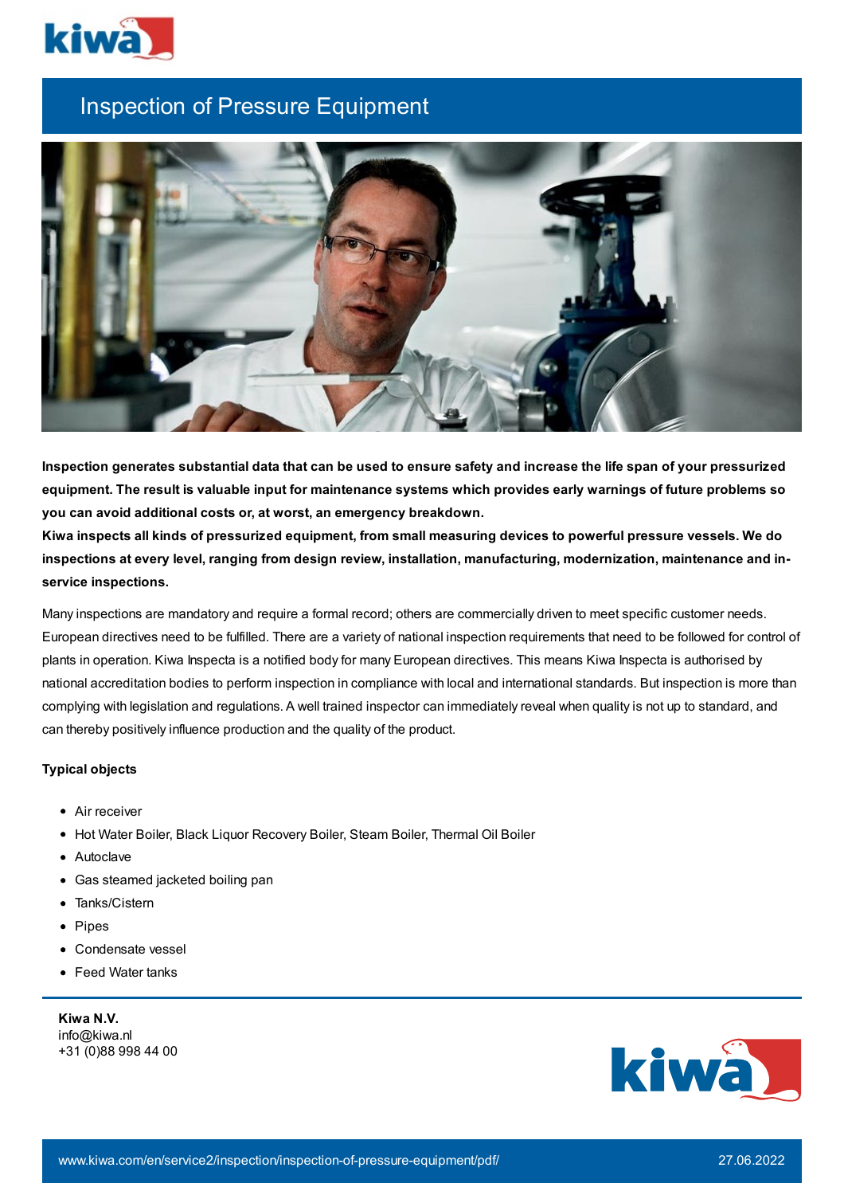# Inspection of Pressure Equipment

**Inspection generates substantial data that can be used to ensure safety and increase the life span of your pressurized equipment. The result is valuable input for maintenance systems which provides early warnings of future problems so you can avoid additional costs or, at worst, an emergency breakdown.**
**Kiwa inspects all kinds of pressurized equipment, from small measuring devices to powerful pressure vessels. We do inspections at every level, ranging from design review, installation, manufacturing, modernization, maintenance and in-service inspections.**

Many inspections are mandatory and require a formal record; others are commercially driven to meet specific customer needs. European directives need to be fulfilled. There are a variety of national inspection requirements that need to be followed for control of plants in operation. Kiwa Inspecta is a notified body for many European directives. This means Kiwa Inspecta is authorised by national accreditation bodies to perform inspection in compliance with local and international standards. But inspection is more than complying with legislation and regulations. A well trained inspector can immediately reveal when quality is not up to standard, and can thereby positively influence production and the quality of the product.

**Typical objects**

- Air receiver
- Hot Water Boiler, Black Liquor Recovery Boiler, Steam Boiler, Thermal Oil Boiler
- Autoclave
- Gas steamed jacketed boiling pan
- Tanks/Cistern
- Pipes
- Condensate vessel
- Feed Water tanks

**Kiwa N.V.**
info@kiwa.nl
+31 (0)88 998 44 00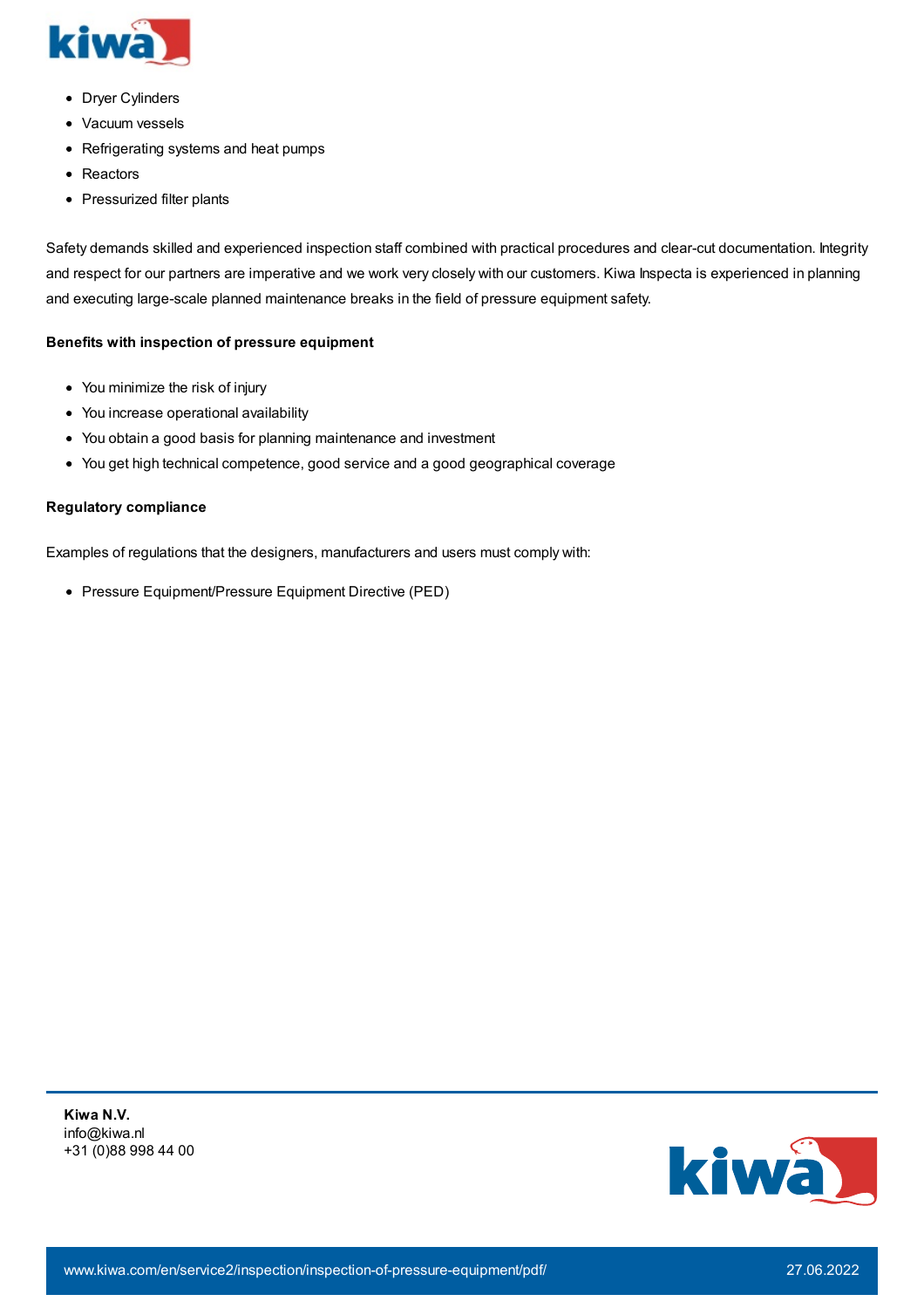- Dryer Cylinders
- Vacuum vessels
- Refrigerating systems and heat pumps
- Reactors
- Pressurized filter plants

Safety demands skilled and experienced inspection staff combined with practical procedures and clear-cut documentation. Integrity and respect for our partners are imperative and we work very closely with our customers. Kiwa Inspecta is experienced in planning and executing large-scale planned maintenance breaks in the field of pressure equipment safety.

**Benefits with inspection of pressure equipment**

- You minimize the risk of injury
- You increase operational availability
- You obtain a good basis for planning maintenance and investment
- You get high technical competence, good service and a good geographical coverage

**Regulatory compliance**

Examples of regulations that the designers, manufacturers and users must comply with:

- Pressure Equipment/Pressure Equipment Directive (PED)

**Kiwa N.V.**
info@kiwa.nl
+31 (0)88 998 44 00